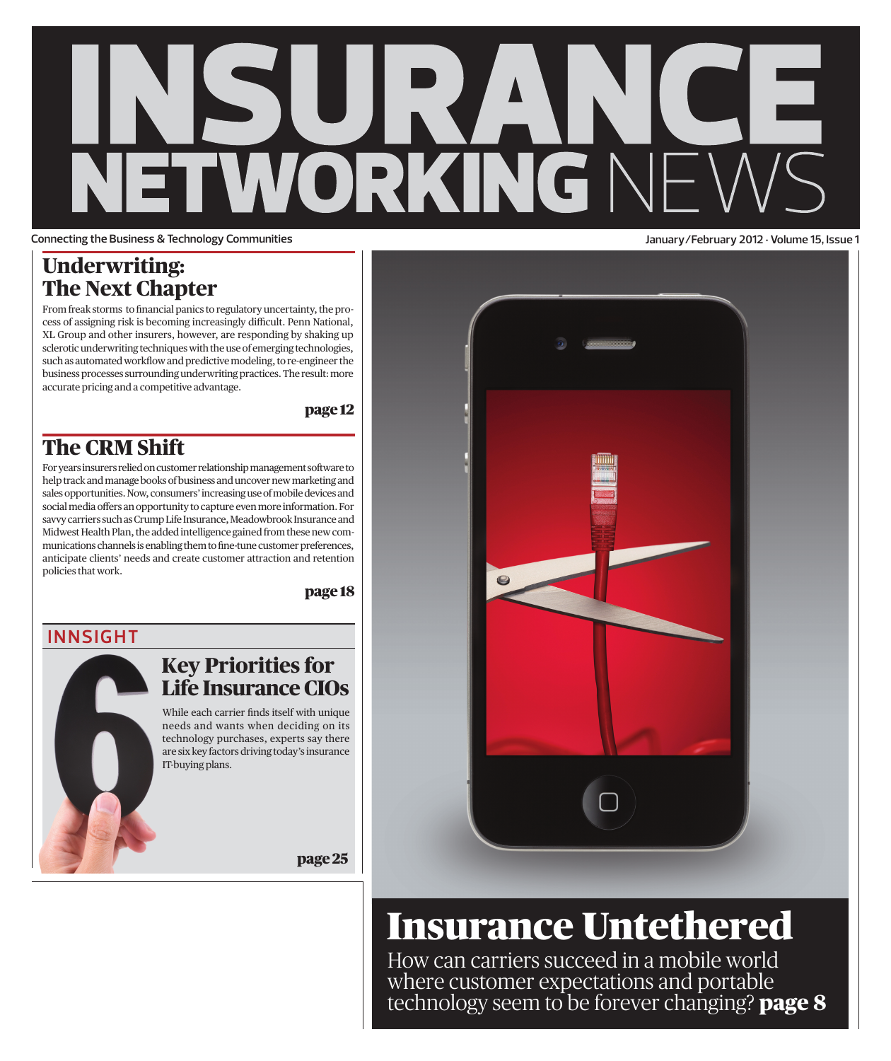# INSURANCE NETWORKING NEWS

Connecting the Business & Technology Communities

January/February 2012 · Volume 15, Issue 1

## Underwriting: The Next Chapter

From freak storms to financial panics to regulatory uncertainty, the process of assigning risk is becoming increasingly difficult. Penn National, XL Group and other insurers, however, are responding by shaking up sclerotic underwriting techniques with the use of emerging technologies, such as automated workflow and predictive modeling, to re-engineer the business processes surrounding underwriting practices. The result: more accurate pricing and a competitive advantage.

**page 12**

## The CRM Shift

For years insurers relied on customer relationship management software to help track and manage books of business and uncover new marketing and sales opportunities. Now, consumers' increasing use of mobile devices and social media offers an opportunity to capture even more information. For savvy carriers such as Crump Life Insurance, Meadowbrook Insurance and Midwest Health Plan, the added intelligence gained from these new communications channels is enabling them to fine-tune customer preferences, anticipate clients' needs and create customer attraction and retention policies that work.

**page 18**

## INNSIGHT

### 6 Key Priorities for Life Insurance CIOs

While each carrier finds itself with unique needs and wants when deciding on its technology purchases, experts say there are six key factors driving today's insurance IT-buying plans.

**page 25**

## Insurance Untethered

How can carriers succeed in a mobile world where customer expectations and portable technology seem to be forever changing? **page 8**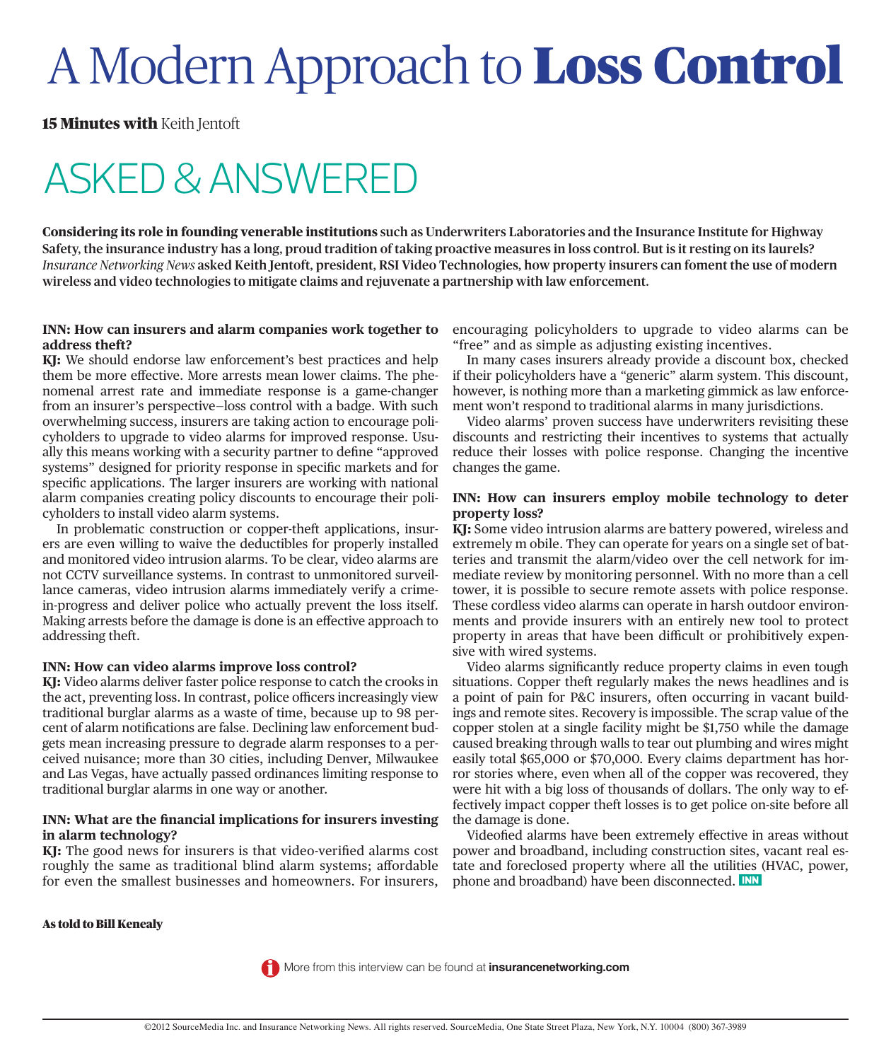# A Modern Approach to **Loss Control**

**15 Minutes with** Keith Jentoft

## ASKED & ANSWERED

**Considering its role in founding venerable institutions** such as Underwriters Laboratories and the Insurance Institute for Highway Safety, the insurance industry has a long, proud tradition of taking proactive measures in loss control. But is it resting on its laurels? *Insurance Networking News* asked Keith Jentoft, president, RSI Video Technologies, how property insurers can foment the use of modern wireless and video technologies to mitigate claims and rejuvenate a partnership with law enforcement.

**INN: How can insurers and alarm companies work together to address theft?**

**KJ:** We should endorse law enforcement's best practices and help them be more effective. More arrests mean lower claims. The phenomenal arrest rate and immediate response is a game-changer from an insurer's perspective—loss control with a badge. With such overwhelming success, insurers are taking action to encourage policyholders to upgrade to video alarms for improved response. Usually this means working with a security partner to define "approved systems" designed for priority response in specific markets and for specific applications. The larger insurers are working with national alarm companies creating policy discounts to encourage their policyholders to install video alarm systems.

In problematic construction or copper-theft applications, insurers are even willing to waive the deductibles for properly installed and monitored video intrusion alarms. To be clear, video alarms are not CCTV surveillance systems. In contrast to unmonitored surveillance cameras, video intrusion alarms immediately verify a crime-in-progress and deliver police who actually prevent the loss itself. Making arrests before the damage is done is an effective approach to addressing theft.

**INN: How can video alarms improve loss control?**

**KJ:** Video alarms deliver faster police response to catch the crooks in the act, preventing loss. In contrast, police officers increasingly view traditional burglar alarms as a waste of time, because up to 98 percent of alarm notifications are false. Declining law enforcement budgets mean increasing pressure to degrade alarm responses to a perceived nuisance; more than 30 cities, including Denver, Milwaukee and Las Vegas, have actually passed ordinances limiting response to traditional burglar alarms in one way or another.

**INN: What are the financial implications for insurers investing in alarm technology?**

**KJ:** The good news for insurers is that video-verified alarms cost roughly the same as traditional blind alarm systems; affordable for even the smallest businesses and homeowners. For insurers, encouraging policyholders to upgrade to video alarms can be "free" and as simple as adjusting existing incentives.

In many cases insurers already provide a discount box, checked if their policyholders have a "generic" alarm system. This discount, however, is nothing more than a marketing gimmick as law enforcement won't respond to traditional alarms in many jurisdictions.

Video alarms' proven success have underwriters revisiting these discounts and restricting their incentives to systems that actually reduce their losses with police response. Changing the incentive changes the game.

**INN: How can insurers employ mobile technology to deter property loss?**

**KJ:** Some video intrusion alarms are battery powered, wireless and extremely m obile. They can operate for years on a single set of batteries and transmit the alarm/video over the cell network for immediate review by monitoring personnel. With no more than a cell tower, it is possible to secure remote assets with police response. These cordless video alarms can operate in harsh outdoor environments and provide insurers with an entirely new tool to protect property in areas that have been difficult or prohibitively expensive with wired systems.

Video alarms significantly reduce property claims in even tough situations. Copper theft regularly makes the news headlines and is a point of pain for P&C insurers, often occurring in vacant buildings and remote sites. Recovery is impossible. The scrap value of the copper stolen at a single facility might be $1,750 while the damage caused breaking through walls to tear out plumbing and wires might easily total $65,000 or $70,000. Every claims department has horror stories where, even when all of the copper was recovered, they were hit with a big loss of thousands of dollars. The only way to effectively impact copper theft losses is to get police on-site before all the damage is done.

Videofied alarms have been extremely effective in areas without power and broadband, including construction sites, vacant real estate and foreclosed property where all the utilities (HVAC, power, phone and broadband) have been disconnected. INN

**As told to Bill Kenealy**

More from this interview can be found at **insurancenetworking.com**

©2012 SourceMedia Inc. and Insurance Networking News. All rights reserved. SourceMedia, One State Street Plaza, New York, N.Y. 10004 (800) 367-3989